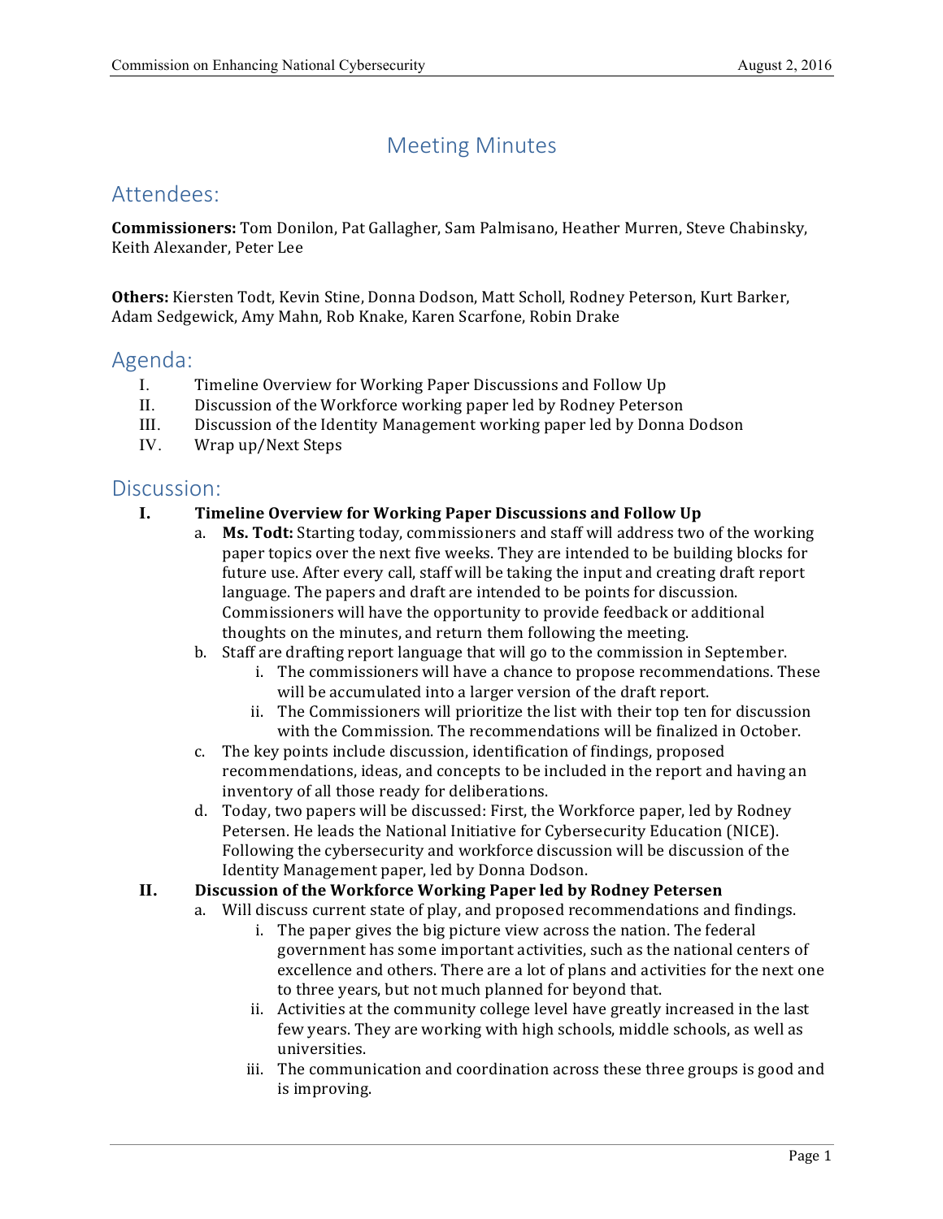# Meeting Minutes

## Attendees:

**Commissioners:** Tom Donilon, Pat Gallagher, Sam Palmisano, Heather Murren, Steve Chabinsky, Keith Alexander, Peter Lee

**Others:** Kiersten Todt, Kevin Stine, Donna Dodson, Matt Scholl, Rodney Peterson, Kurt Barker, Adam Sedgewick, Amy Mahn, Rob Knake, Karen Scarfone, Robin Drake

## Agenda:

I. Timeline Overview for Working Paper Discussions and Follow Up
II. Discussion of the Workforce working paper led by Rodney Peterson
III. Discussion of the Identity Management working paper led by Donna Dodson
IV. Wrap up/Next Steps

## Discussion:

**I. Timeline Overview for Working Paper Discussions and Follow Up**

a. **Ms. Todt:** Starting today, commissioners and staff will address two of the working paper topics over the next five weeks. They are intended to be building blocks for future use. After every call, staff will be taking the input and creating draft report language. The papers and draft are intended to be points for discussion. Commissioners will have the opportunity to provide feedback or additional thoughts on the minutes, and return them following the meeting.

b. Staff are drafting report language that will go to the commission in September.
   i. The commissioners will have a chance to propose recommendations. These will be accumulated into a larger version of the draft report.
   ii. The Commissioners will prioritize the list with their top ten for discussion with the Commission. The recommendations will be finalized in October.

c. The key points include discussion, identification of findings, proposed recommendations, ideas, and concepts to be included in the report and having an inventory of all those ready for deliberations.

d. Today, two papers will be discussed: First, the Workforce paper, led by Rodney Petersen. He leads the National Initiative for Cybersecurity Education (NICE). Following the cybersecurity and workforce discussion will be discussion of the Identity Management paper, led by Donna Dodson.

**II. Discussion of the Workforce Working Paper led by Rodney Petersen**

a. Will discuss current state of play, and proposed recommendations and findings.
   i. The paper gives the big picture view across the nation. The federal government has some important activities, such as the national centers of excellence and others. There are a lot of plans and activities for the next one to three years, but not much planned for beyond that.
   ii. Activities at the community college level have greatly increased in the last few years. They are working with high schools, middle schools, as well as universities.
   iii. The communication and coordination across these three groups is good and is improving.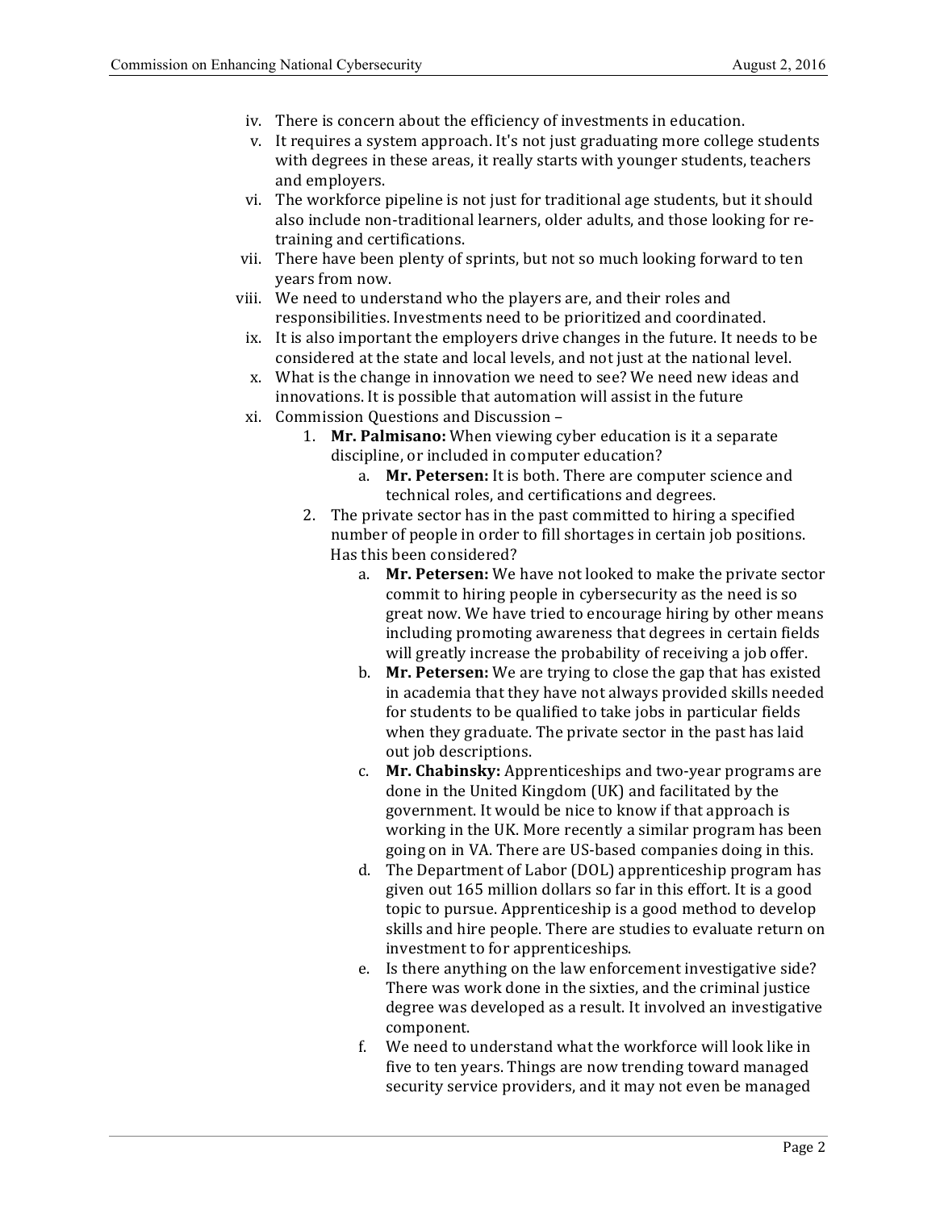- iv. There is concern about the efficiency of investments in education.
- v. It requires a system approach. It's not just graduating more college students with degrees in these areas, it really starts with younger students, teachers and employers.
- vi. The workforce pipeline is not just for traditional age students, but it should also include non-traditional learners, older adults, and those looking for re-training and certifications.
- vii. There have been plenty of sprints, but not so much looking forward to ten years from now.
- viii. We need to understand who the players are, and their roles and responsibilities. Investments need to be prioritized and coordinated.
- ix. It is also important the employers drive changes in the future. It needs to be considered at the state and local levels, and not just at the national level.
- x. What is the change in innovation we need to see? We need new ideas and innovations. It is possible that automation will assist in the future
- xi. Commission Questions and Discussion –
    1. **Mr. Palmisano:** When viewing cyber education is it a separate discipline, or included in computer education?
        - a. **Mr. Petersen:** It is both. There are computer science and technical roles, and certifications and degrees.
    2. The private sector has in the past committed to hiring a specified number of people in order to fill shortages in certain job positions. Has this been considered?
        - a. **Mr. Petersen:** We have not looked to make the private sector commit to hiring people in cybersecurity as the need is so great now. We have tried to encourage hiring by other means including promoting awareness that degrees in certain fields will greatly increase the probability of receiving a job offer.
        - b. **Mr. Petersen:** We are trying to close the gap that has existed in academia that they have not always provided skills needed for students to be qualified to take jobs in particular fields when they graduate. The private sector in the past has laid out job descriptions.
        - c. **Mr. Chabinsky:** Apprenticeships and two-year programs are done in the United Kingdom (UK) and facilitated by the government. It would be nice to know if that approach is working in the UK. More recently a similar program has been going on in VA. There are US-based companies doing in this.
        - d. The Department of Labor (DOL) apprenticeship program has given out 165 million dollars so far in this effort. It is a good topic to pursue. Apprenticeship is a good method to develop skills and hire people. There are studies to evaluate return on investment to for apprenticeships.
        - e. Is there anything on the law enforcement investigative side? There was work done in the sixties, and the criminal justice degree was developed as a result. It involved an investigative component.
        - f. We need to understand what the workforce will look like in five to ten years. Things are now trending toward managed security service providers, and it may not even be managed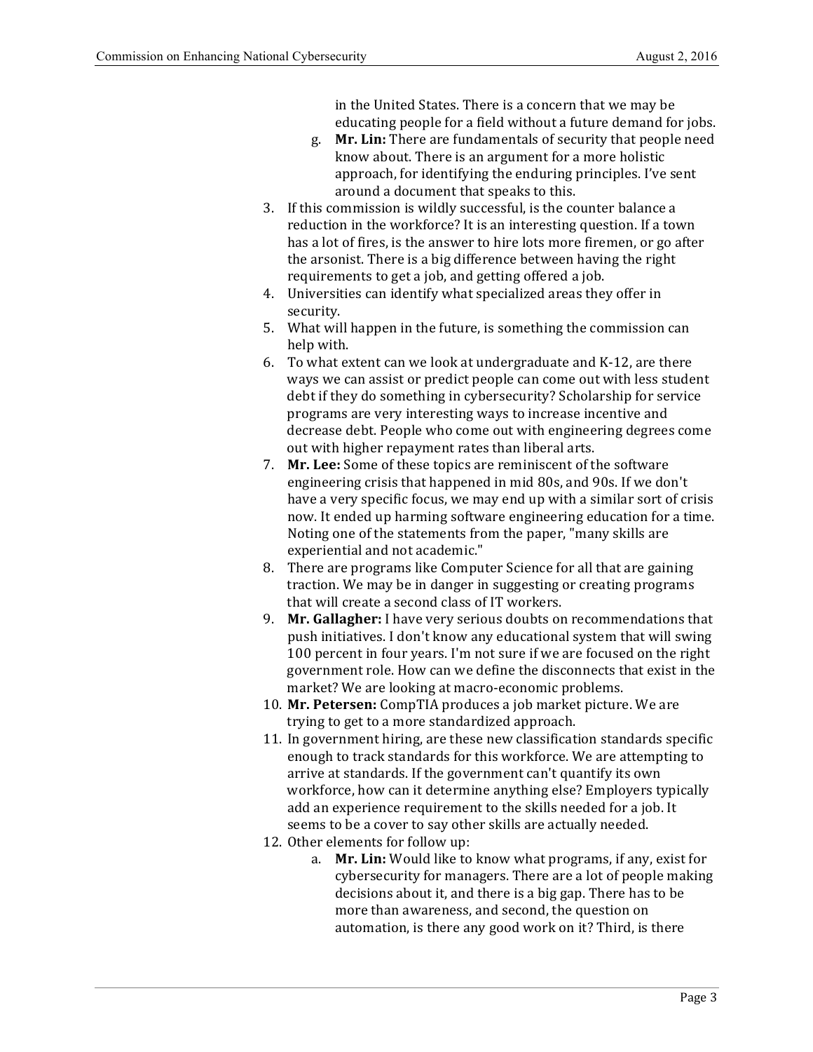in the United States. There is a concern that we may be educating people for a field without a future demand for jobs.

   g. **Mr. Lin:** There are fundamentals of security that people need know about. There is an argument for a more holistic approach, for identifying the enduring principles. I've sent around a document that speaks to this.

3. If this commission is wildly successful, is the counter balance a reduction in the workforce? It is an interesting question. If a town has a lot of fires, is the answer to hire lots more firemen, or go after the arsonist. There is a big difference between having the right requirements to get a job, and getting offered a job.
4. Universities can identify what specialized areas they offer in security.
5. What will happen in the future, is something the commission can help with.
6. To what extent can we look at undergraduate and K-12, are there ways we can assist or predict people can come out with less student debt if they do something in cybersecurity? Scholarship for service programs are very interesting ways to increase incentive and decrease debt. People who come out with engineering degrees come out with higher repayment rates than liberal arts.
7. **Mr. Lee:** Some of these topics are reminiscent of the software engineering crisis that happened in mid 80s, and 90s. If we don't have a very specific focus, we may end up with a similar sort of crisis now. It ended up harming software engineering education for a time. Noting one of the statements from the paper, "many skills are experiential and not academic."
8. There are programs like Computer Science for all that are gaining traction. We may be in danger in suggesting or creating programs that will create a second class of IT workers.
9. **Mr. Gallagher:** I have very serious doubts on recommendations that push initiatives. I don't know any educational system that will swing 100 percent in four years. I'm not sure if we are focused on the right government role. How can we define the disconnects that exist in the market? We are looking at macro-economic problems.
10. **Mr. Petersen:** CompTIA produces a job market picture. We are trying to get to a more standardized approach.
11. In government hiring, are these new classification standards specific enough to track standards for this workforce. We are attempting to arrive at standards. If the government can't quantify its own workforce, how can it determine anything else? Employers typically add an experience requirement to the skills needed for a job. It seems to be a cover to say other skills are actually needed.
12. Other elements for follow up:
    a. **Mr. Lin:** Would like to know what programs, if any, exist for cybersecurity for managers. There are a lot of people making decisions about it, and there is a big gap. There has to be more than awareness, and second, the question on automation, is there any good work on it? Third, is there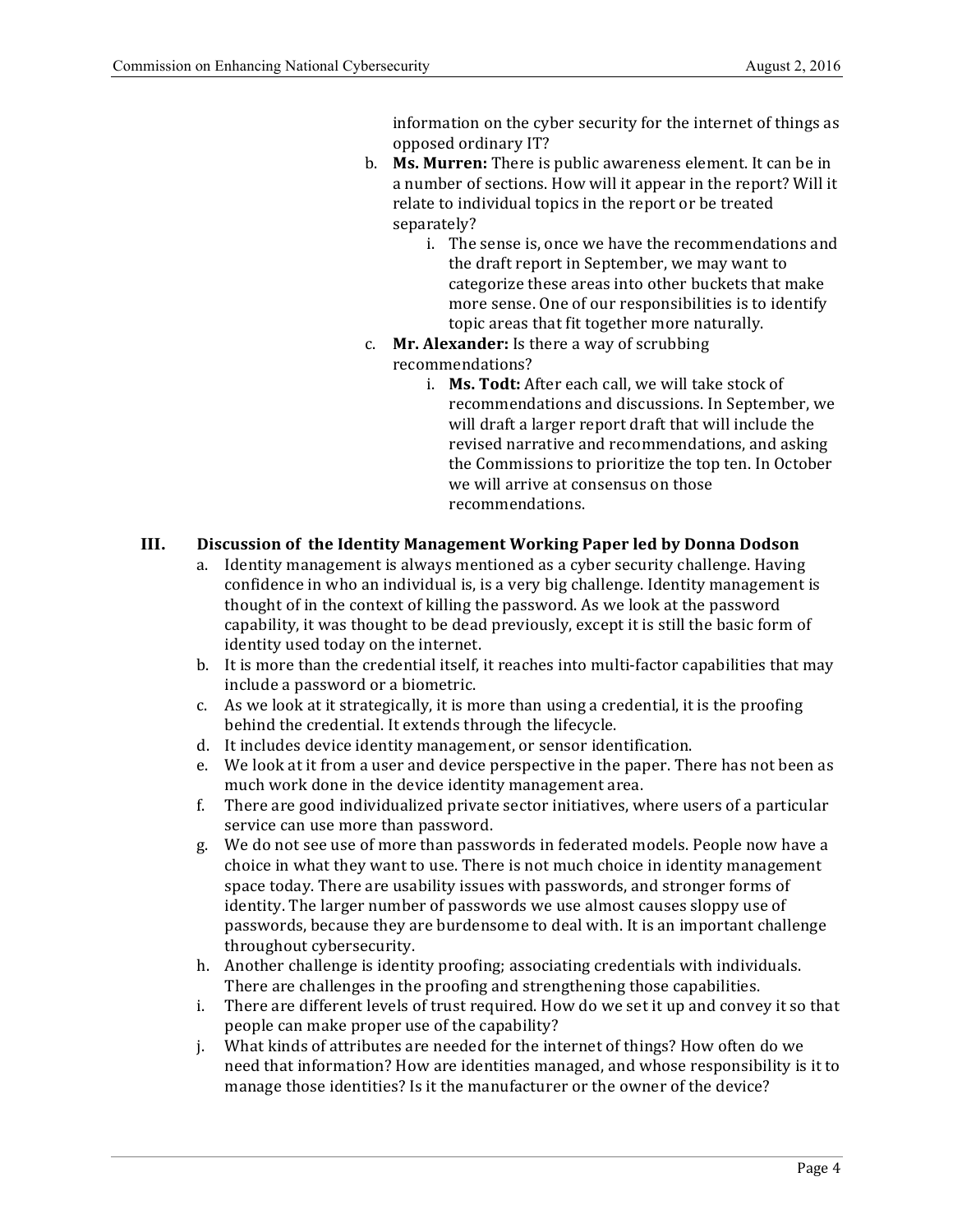information on the cyber security for the internet of things as opposed ordinary IT?

b. **Ms. Murren:** There is public awareness element. It can be in a number of sections. How will it appear in the report? Will it relate to individual topics in the report or be treated separately?
    i. The sense is, once we have the recommendations and the draft report in September, we may want to categorize these areas into other buckets that make more sense. One of our responsibilities is to identify topic areas that fit together more naturally.

c. **Mr. Alexander:** Is there a way of scrubbing recommendations?
    i. **Ms. Todt:** After each call, we will take stock of recommendations and discussions. In September, we will draft a larger report draft that will include the revised narrative and recommendations, and asking the Commissions to prioritize the top ten. In October we will arrive at consensus on those recommendations.

## III. Discussion of the Identity Management Working Paper led by Donna Dodson

a. Identity management is always mentioned as a cyber security challenge. Having confidence in who an individual is, is a very big challenge. Identity management is thought of in the context of killing the password. As we look at the password capability, it was thought to be dead previously, except it is still the basic form of identity used today on the internet.

b. It is more than the credential itself, it reaches into multi-factor capabilities that may include a password or a biometric.

c. As we look at it strategically, it is more than using a credential, it is the proofing behind the credential. It extends through the lifecycle.

d. It includes device identity management, or sensor identification.

e. We look at it from a user and device perspective in the paper. There has not been as much work done in the device identity management area.

f. There are good individualized private sector initiatives, where users of a particular service can use more than password.

g. We do not see use of more than passwords in federated models. People now have a choice in what they want to use. There is not much choice in identity management space today. There are usability issues with passwords, and stronger forms of identity. The larger number of passwords we use almost causes sloppy use of passwords, because they are burdensome to deal with. It is an important challenge throughout cybersecurity.

h. Another challenge is identity proofing; associating credentials with individuals. There are challenges in the proofing and strengthening those capabilities.

i. There are different levels of trust required. How do we set it up and convey it so that people can make proper use of the capability?

j. What kinds of attributes are needed for the internet of things? How often do we need that information? How are identities managed, and whose responsibility is it to manage those identities? Is it the manufacturer or the owner of the device?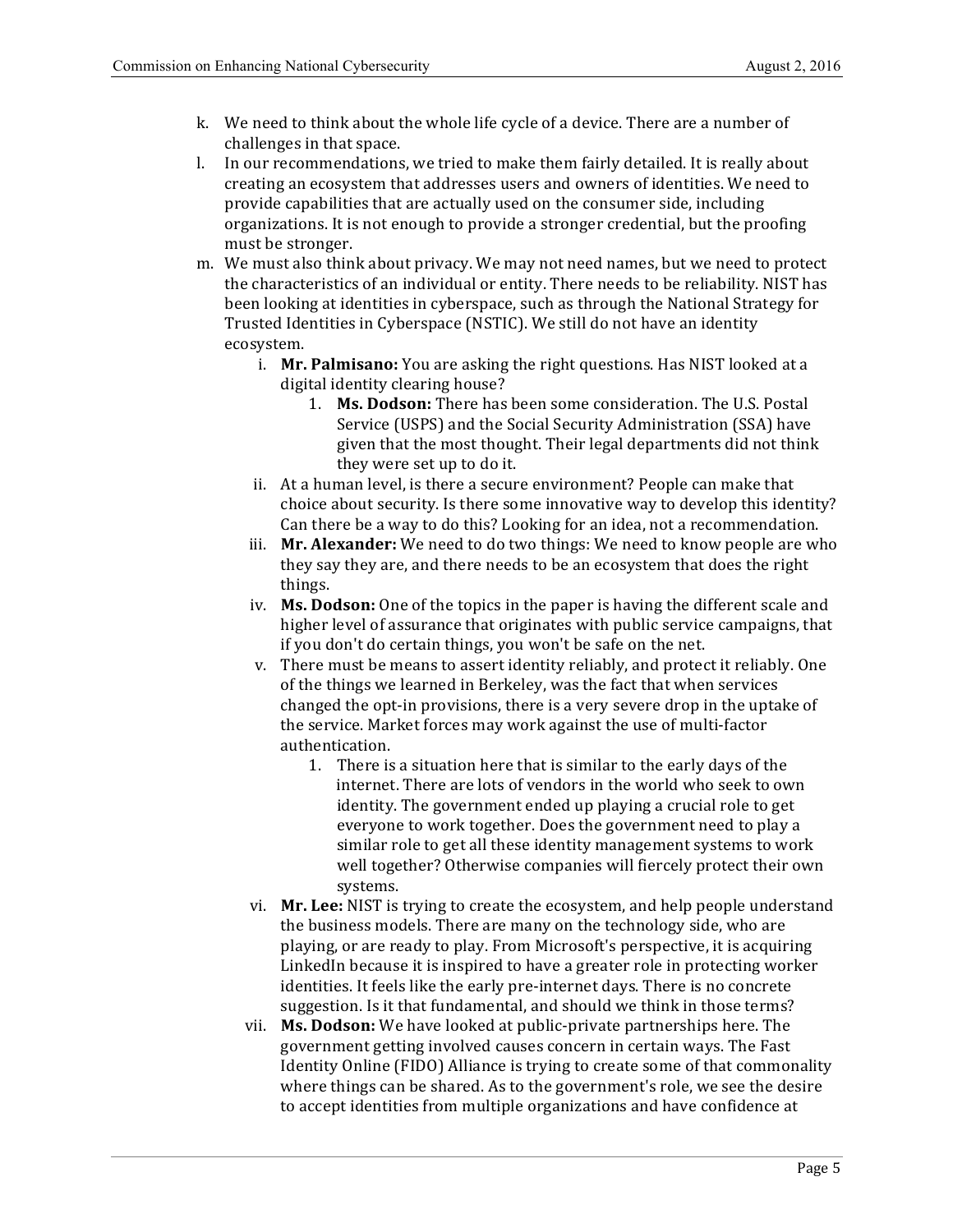k. We need to think about the whole life cycle of a device. There are a number of challenges in that space.

l. In our recommendations, we tried to make them fairly detailed. It is really about creating an ecosystem that addresses users and owners of identities. We need to provide capabilities that are actually used on the consumer side, including organizations. It is not enough to provide a stronger credential, but the proofing must be stronger.

m. We must also think about privacy. We may not need names, but we need to protect the characteristics of an individual or entity. There needs to be reliability. NIST has been looking at identities in cyberspace, such as through the National Strategy for Trusted Identities in Cyberspace (NSTIC). We still do not have an identity ecosystem.

   i. **Mr. Palmisano:** You are asking the right questions. Has NIST looked at a digital identity clearing house?

      1. **Ms. Dodson:** There has been some consideration. The U.S. Postal Service (USPS) and the Social Security Administration (SSA) have given that the most thought. Their legal departments did not think they were set up to do it.

   ii. At a human level, is there a secure environment? People can make that choice about security. Is there some innovative way to develop this identity? Can there be a way to do this? Looking for an idea, not a recommendation.

   iii. **Mr. Alexander:** We need to do two things: We need to know people are who they say they are, and there needs to be an ecosystem that does the right things.

   iv. **Ms. Dodson:** One of the topics in the paper is having the different scale and higher level of assurance that originates with public service campaigns, that if you don't do certain things, you won't be safe on the net.

   v. There must be means to assert identity reliably, and protect it reliably. One of the things we learned in Berkeley, was the fact that when services changed the opt-in provisions, there is a very severe drop in the uptake of the service. Market forces may work against the use of multi-factor authentication.

      1. There is a situation here that is similar to the early days of the internet. There are lots of vendors in the world who seek to own identity. The government ended up playing a crucial role to get everyone to work together. Does the government need to play a similar role to get all these identity management systems to work well together? Otherwise companies will fiercely protect their own systems.

   vi. **Mr. Lee:** NIST is trying to create the ecosystem, and help people understand the business models. There are many on the technology side, who are playing, or are ready to play. From Microsoft's perspective, it is acquiring LinkedIn because it is inspired to have a greater role in protecting worker identities. It feels like the early pre-internet days. There is no concrete suggestion. Is it that fundamental, and should we think in those terms?

   vii. **Ms. Dodson:** We have looked at public-private partnerships here. The government getting involved causes concern in certain ways. The Fast Identity Online (FIDO) Alliance is trying to create some of that commonality where things can be shared. As to the government's role, we see the desire to accept identities from multiple organizations and have confidence at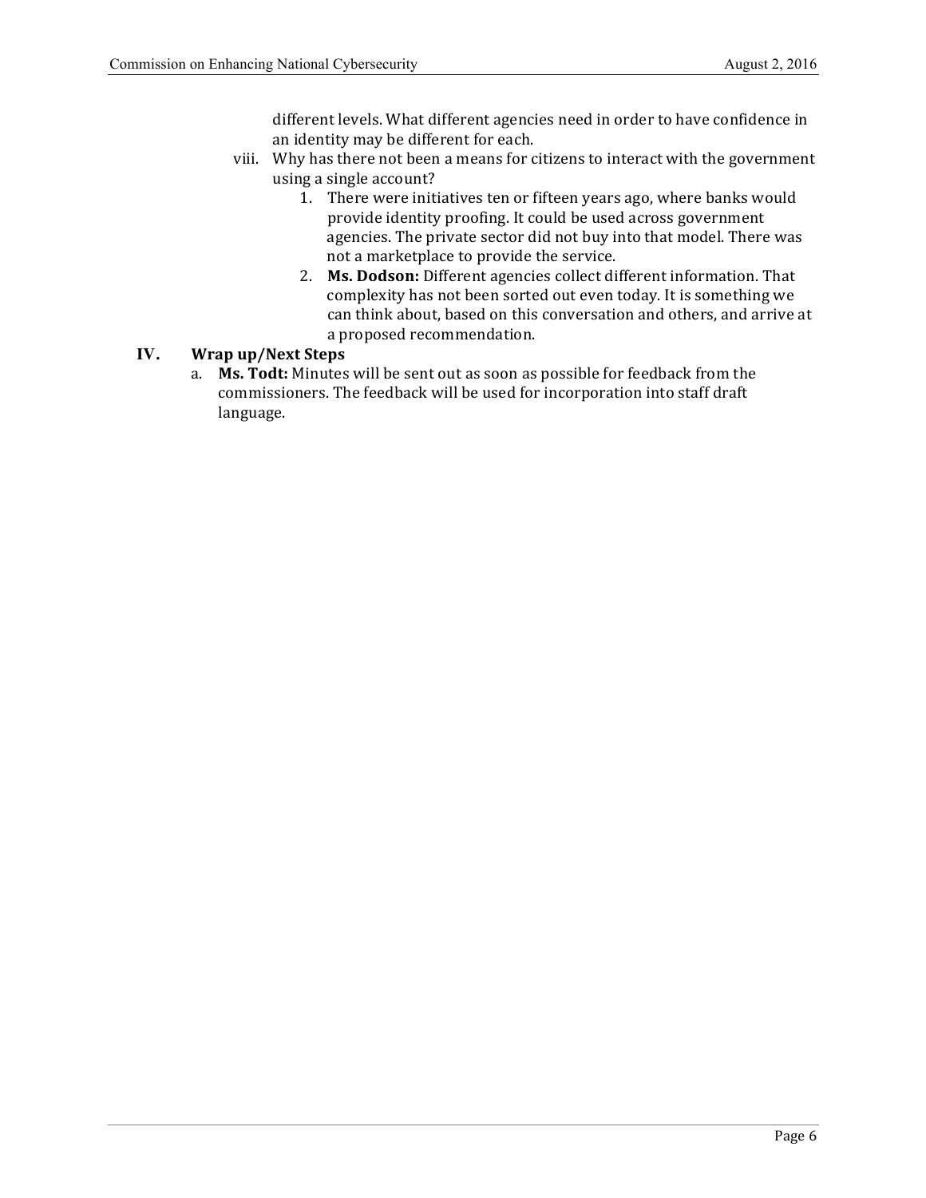different levels. What different agencies need in order to have confidence in an identity may be different for each.

viii. Why has there not been a means for citizens to interact with the government using a single account?
  1. There were initiatives ten or fifteen years ago, where banks would provide identity proofing. It could be used across government agencies. The private sector did not buy into that model. There was not a marketplace to provide the service.
  2. **Ms. Dodson:** Different agencies collect different information. That complexity has not been sorted out even today. It is something we can think about, based on this conversation and others, and arrive at a proposed recommendation.

## IV. Wrap up/Next Steps

a. **Ms. Todt:** Minutes will be sent out as soon as possible for feedback from the commissioners. The feedback will be used for incorporation into staff draft language.